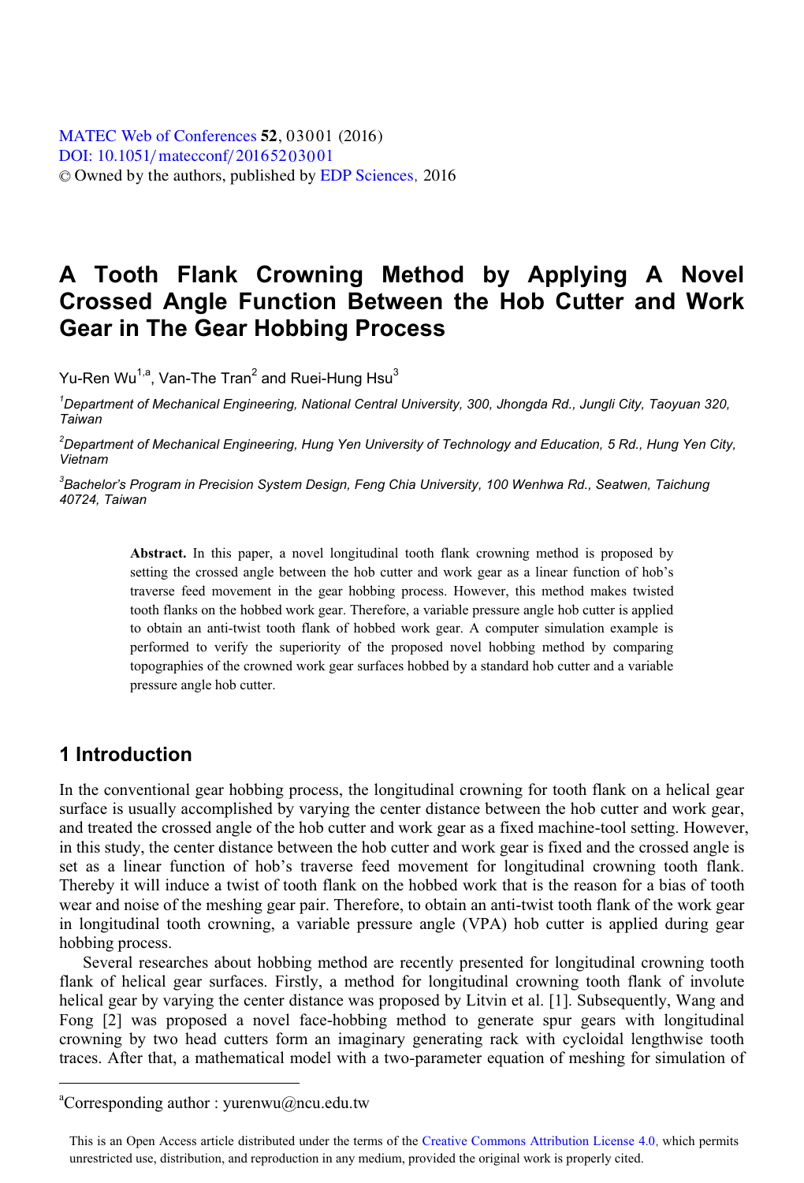# A Tooth Flank Crowning Method by Applying A Novel Crossed Angle Function Between the Hob Cutter and Work Gear in The Gear Hobbing Process

Yu-Ren Wu[1,a], Van-The Tran[2] and Ruei-Hung Hsu[3]

[1]*Department of Mechanical Engineering, National Central University, 300, Jhongda Rd., Jungli City, Taoyuan 320, Taiwan*

[2]*Department of Mechanical Engineering, Hung Yen University of Technology and Education, 5 Rd., Hung Yen City, Vietnam*

[3]*Bachelor's Program in Precision System Design, Feng Chia University, 100 Wenhwa Rd., Seatwen, Taichung 40724, Taiwan*

**Abstract.** In this paper, a novel longitudinal tooth flank crowning method is proposed by setting the crossed angle between the hob cutter and work gear as a linear function of hob's traverse feed movement in the gear hobbing process. However, this method makes twisted tooth flanks on the hobbed work gear. Therefore, a variable pressure angle hob cutter is applied to obtain an anti-twist tooth flank of hobbed work gear. A computer simulation example is performed to verify the superiority of the proposed novel hobbing method by comparing topographies of the crowned work gear surfaces hobbed by a standard hob cutter and a variable pressure angle hob cutter.

## 1 Introduction

In the conventional gear hobbing process, the longitudinal crowning for tooth flank on a helical gear surface is usually accomplished by varying the center distance between the hob cutter and work gear, and treated the crossed angle of the hob cutter and work gear as a fixed machine-tool setting. However, in this study, the center distance between the hob cutter and work gear is fixed and the crossed angle is set as a linear function of hob's traverse feed movement for longitudinal crowning tooth flank. Thereby it will induce a twist of tooth flank on the hobbed work that is the reason for a bias of tooth wear and noise of the meshing gear pair. Therefore, to obtain an anti-twist tooth flank of the work gear in longitudinal tooth crowning, a variable pressure angle (VPA) hob cutter is applied during gear hobbing process.

Several researches about hobbing method are recently presented for longitudinal crowning tooth flank of helical gear surfaces. Firstly, a method for longitudinal crowning tooth flank of involute helical gear by varying the center distance was proposed by Litvin et al. [1]. Subsequently, Wang and Fong [2] was proposed a novel face-hobbing method to generate spur gears with longitudinal crowning by two head cutters form an imaginary generating rack with cycloidal lengthwise tooth traces. After that, a mathematical model with a two-parameter equation of meshing for simulation of

[a]Corresponding author : yurenwu@ncu.edu.tw

This is an Open Access article distributed under the terms of the Creative Commons Attribution License 4.0, which permits unrestricted use, distribution, and reproduction in any medium, provided the original work is properly cited.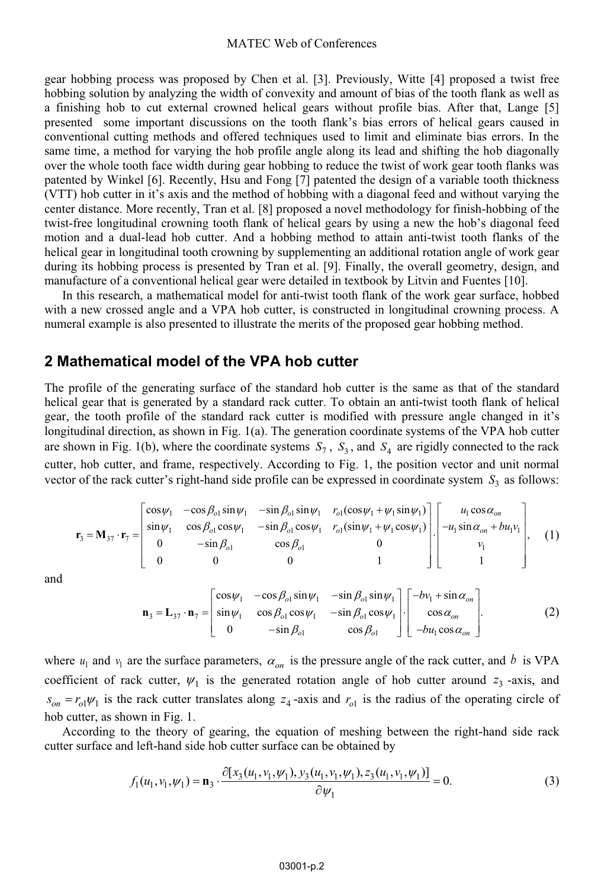gear hobbing process was proposed by Chen et al. [3]. Previously, Witte [4] proposed a twist free hobbing solution by analyzing the width of convexity and amount of bias of the tooth flank as well as a finishing hob to cut external crowned helical gears without profile bias. After that, Lange [5] presented some important discussions on the tooth flank's bias errors of helical gears caused in conventional cutting methods and offered techniques used to limit and eliminate bias errors. In the same time, a method for varying the hob profile angle along its lead and shifting the hob diagonally over the whole tooth face width during gear hobbing to reduce the twist of work gear tooth flanks was patented by Winkel [6]. Recently, Hsu and Fong [7] patented the design of a variable tooth thickness (VTT) hob cutter in it's axis and the method of hobbing with a diagonal feed and without varying the center distance. More recently, Tran et al. [8] proposed a novel methodology for finish-hobbing of the twist-free longitudinal crowning tooth flank of helical gears by using a new the hob's diagonal feed motion and a dual-lead hob cutter. And a hobbing method to attain anti-twist tooth flanks of the helical gear in longitudinal tooth crowning by supplementing an additional rotation angle of work gear during its hobbing process is presented by Tran et al. [9]. Finally, the overall geometry, design, and manufacture of a conventional helical gear were detailed in textbook by Litvin and Fuentes [10].

In this research, a mathematical model for anti-twist tooth flank of the work gear surface, hobbed with a new crossed angle and a VPA hob cutter, is constructed in longitudinal crowning process. A numeral example is also presented to illustrate the merits of the proposed gear hobbing method.

## 2 Mathematical model of the VPA hob cutter

The profile of the generating surface of the standard hob cutter is the same as that of the standard helical gear that is generated by a standard rack cutter. To obtain an anti-twist tooth flank of helical gear, the tooth profile of the standard rack cutter is modified with pressure angle changed in it's longitudinal direction, as shown in Fig. 1(a). The generation coordinate systems of the VPA hob cutter are shown in Fig. 1(b), where the coordinate systems $S_7$, $S_3$, and $S_4$ are rigidly connected to the rack cutter, hob cutter, and frame, respectively. According to Fig. 1, the position vector and unit normal vector of the rack cutter's right-hand side profile can be expressed in coordinate system $S_3$ as follows:

$$\mathbf{r}_3 = \mathbf{M}_{37} \cdot \mathbf{r}_7 = \begin{bmatrix} \cos\psi_1 & -\cos\beta_{o1}\sin\psi_1 & -\sin\beta_{o1}\sin\psi_1 & r_{o1}(\cos\psi_1 + \psi_1\sin\psi_1) \\ \sin\psi_1 & \cos\beta_{o1}\cos\psi_1 & -\sin\beta_{o1}\cos\psi_1 & r_{o1}(\sin\psi_1 + \psi_1\cos\psi_1) \\ 0 & -\sin\beta_{o1} & \cos\beta_{o1} & 0 \\ 0 & 0 & 0 & 1 \end{bmatrix} \cdot \begin{bmatrix} u_1\cos\alpha_{on} \\ -u_1\sin\alpha_{on} + bu_1v_1 \\ v_1 \\ 1 \end{bmatrix}, \quad (1)$$

and

$$\mathbf{n}_3 = \mathbf{L}_{37} \cdot \mathbf{n}_7 = \begin{bmatrix} \cos\psi_1 & -\cos\beta_{o1}\sin\psi_1 & -\sin\beta_{o1}\sin\psi_1 \\ \sin\psi_1 & \cos\beta_{o1}\cos\psi_1 & -\sin\beta_{o1}\cos\psi_1 \\ 0 & -\sin\beta_{o1} & \cos\beta_{o1} \end{bmatrix} \cdot \begin{bmatrix} -bv_1 + \sin\alpha_{on} \\ \cos\alpha_{on} \\ -bu_1\cos\alpha_{on} \end{bmatrix}. \quad (2)$$

where $u_1$ and $v_1$ are the surface parameters, $\alpha_{on}$ is the pressure angle of the rack cutter, and $b$ is VPA coefficient of rack cutter, $\psi_1$ is the generated rotation angle of hob cutter around $z_3$-axis, and $s_{on} = r_{o1}\psi_1$ is the rack cutter translates along $z_4$-axis and $r_{o1}$ is the radius of the operating circle of hob cutter, as shown in Fig. 1.

According to the theory of gearing, the equation of meshing between the right-hand side rack cutter surface and left-hand side hob cutter surface can be obtained by

$$f_1(u_1, v_1, \psi_1) = \mathbf{n}_3 \cdot \frac{\partial[x_3(u_1, v_1, \psi_1), y_3(u_1, v_1, \psi_1), z_3(u_1, v_1, \psi_1)]}{\partial\psi_1} = 0. \quad (3)$$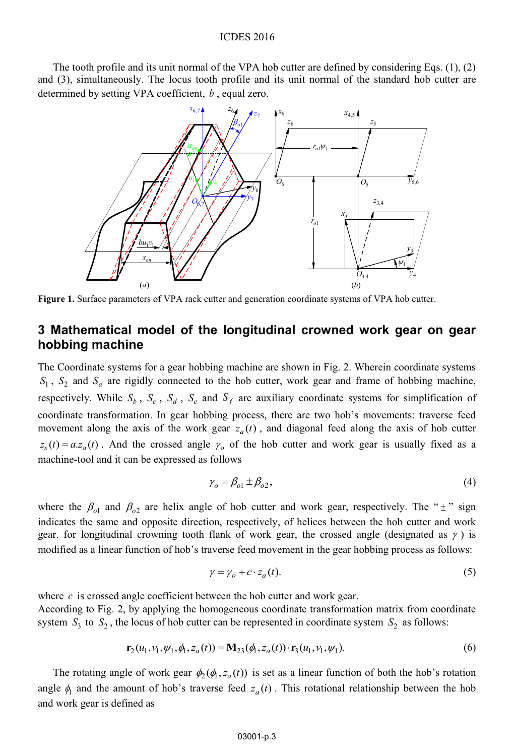The tooth profile and its unit normal of the VPA hob cutter are defined by considering Eqs. (1), (2) and (3), simultaneously. The locus tooth profile and its unit normal of the standard hob cutter are determined by setting VPA coefficient, $b$ , equal zero.

**Figure 1.** Surface parameters of VPA rack cutter and generation coordinate systems of VPA hob cutter.

## 3 Mathematical model of the longitudinal crowned work gear on gear hobbing machine

The Coordinate systems for a gear hobbing machine are shown in Fig. 2. Wherein coordinate systems $S_1$ , $S_2$ and $S_a$ are rigidly connected to the hob cutter, work gear and frame of hobbing machine, respectively. While $S_b$ , $S_c$ , $S_d$ , $S_e$ and $S_f$ are auxiliary coordinate systems for simplification of coordinate transformation. In gear hobbing process, there are two hob's movements: traverse feed movement along the axis of the work gear $z_a(t)$ , and diagonal feed along the axis of hob cutter $z_s(t) = a.z_a(t)$ . And the crossed angle $\gamma_o$ of the hob cutter and work gear is usually fixed as a machine-tool and it can be expressed as follows

$$\gamma_o = \beta_{o1} \pm \beta_{o2}, \tag{4}$$

where the $\beta_{o1}$ and $\beta_{o2}$ are helix angle of hob cutter and work gear, respectively. The "$\pm$" sign indicates the same and opposite direction, respectively, of helices between the hob cutter and work gear. for longitudinal crowning tooth flank of work gear, the crossed angle (designated as $\gamma$ ) is modified as a linear function of hob's traverse feed movement in the gear hobbing process as follows:

$$\gamma = \gamma_o + c \cdot z_a(t). \tag{5}$$

where $c$ is crossed angle coefficient between the hob cutter and work gear.
According to Fig. 2, by applying the homogeneous coordinate transformation matrix from coordinate system $S_3$ to $S_2$ , the locus of hob cutter can be represented in coordinate system $S_2$ as follows:

$$\mathbf{r}_2(u_1, v_1, \psi_1, \phi_1, z_a(t)) = \mathbf{M}_{23}(\phi_1, z_a(t)) \cdot \mathbf{r}_3(u_1, v_1, \psi_1). \tag{6}$$

The rotating angle of work gear $\phi_2(\phi_1, z_a(t))$ is set as a linear function of both the hob's rotation angle $\phi_1$ and the amount of hob's traverse feed $z_a(t)$ . This rotational relationship between the hob and work gear is defined as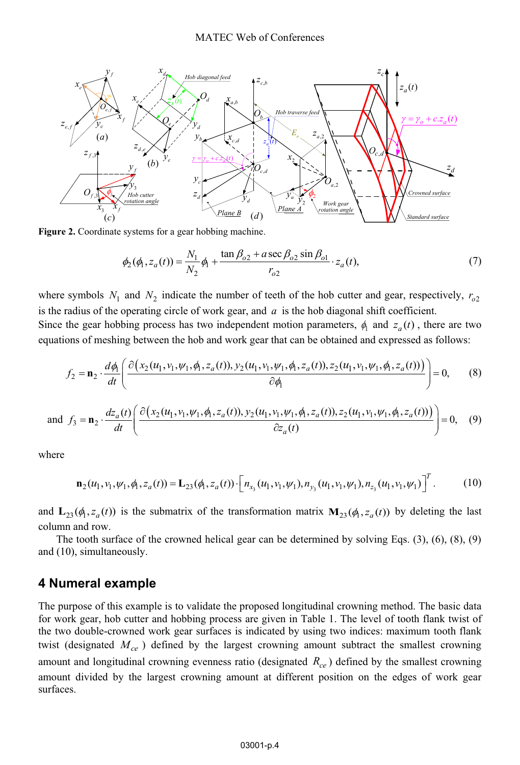**Figure 2.** Coordinate systems for a gear hobbing machine.

$$\phi_2(\phi_1, z_a(t)) = \frac{N_1}{N_2}\phi_1 + \frac{\tan\beta_{o2} + a\sec\beta_{o2}\sin\beta_{o1}}{r_{o2}} \cdot z_a(t), \tag{7}$$

where symbols $N_1$ and $N_2$ indicate the number of teeth of the hob cutter and gear, respectively, $r_{o2}$ is the radius of the operating circle of work gear, and $a$ is the hob diagonal shift coefficient.
Since the gear hobbing process has two independent motion parameters, $\phi_1$ and $z_a(t)$, there are two equations of meshing between the hob and work gear that can be obtained and expressed as follows:

$$f_2 = \mathbf{n}_2 \cdot \frac{d\phi_1}{dt}\left(\frac{\partial\big(x_2(u_1,v_1,\psi_1,\phi_1,z_a(t)), y_2(u_1,v_1,\psi_1,\phi_1,z_a(t)), z_2(u_1,v_1,\psi_1,\phi_1,z_a(t))\big)}{\partial\phi_1}\right) = 0, \tag{8}$$

and
$$f_3 = \mathbf{n}_2 \cdot \frac{dz_a(t)}{dt}\left(\frac{\partial\big(x_2(u_1,v_1,\psi_1,\phi_1,z_a(t)), y_2(u_1,v_1,\psi_1,\phi_1,z_a(t)), z_2(u_1,v_1,\psi_1,\phi_1,z_a(t))\big)}{\partial z_a(t)}\right) = 0, \tag{9}$$

where

$$\mathbf{n}_2(u_1,v_1,\psi_1,\phi_1,z_a(t)) = \mathbf{L}_{23}(\phi_1,z_a(t)) \cdot \left[n_{x_3}(u_1,v_1,\psi_1), n_{y_3}(u_1,v_1,\psi_1), n_{z_3}(u_1,v_1,\psi_1)\right]^T. \tag{10}$$

and $\mathbf{L}_{23}(\phi_1, z_a(t))$ is the submatrix of the transformation matrix $\mathbf{M}_{23}(\phi_1, z_a(t))$ by deleting the last column and row.

The tooth surface of the crowned helical gear can be determined by solving Eqs. (3), (6), (8), (9) and (10), simultaneously.

## 4 Numeral example

The purpose of this example is to validate the proposed longitudinal crowning method. The basic data for work gear, hob cutter and hobbing process are given in Table 1. The level of tooth flank twist of the two double-crowned work gear surfaces is indicated by using two indices: maximum tooth flank twist (designated $M_{ce}$) defined by the largest crowning amount subtract the smallest crowning amount and longitudinal crowning evenness ratio (designated $R_{ce}$) defined by the smallest crowning amount divided by the largest crowning amount at different position on the edges of work gear surfaces.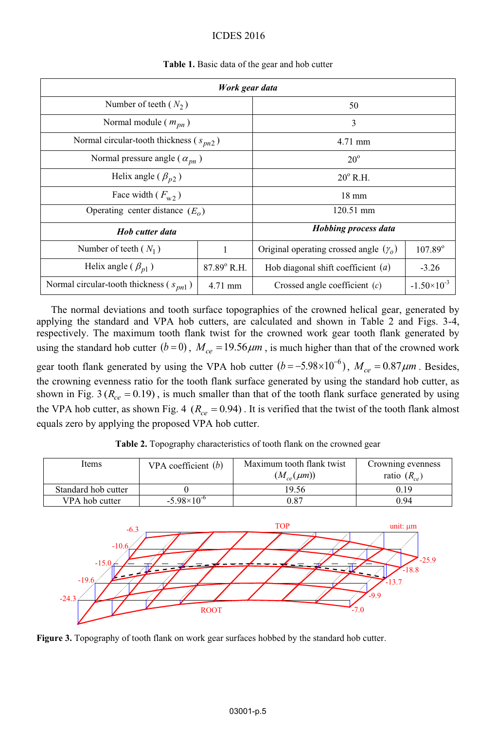**Table 1.** Basic data of the gear and hob cutter

| *Work gear data* | | | |
|---|---|---|---|
| Number of teeth ( $N_2$ ) | | 50 | |
| Normal module ( $m_{pn}$ ) | | 3 | |
| Normal circular-tooth thickness ( $s_{pn2}$ ) | | 4.71 mm | |
| Normal pressure angle ( $\alpha_{pn}$ ) | | $20^{o}$ | |
| Helix angle ( $\beta_{p2}$ ) | | $20^{o}$ R.H. | |
| Face width ( $F_{w2}$ ) | | 18 mm | |
| Operating center distance ($E_o$) | | 120.51 mm | |
| ***Hob cutter data*** | | ***Hobbing process data*** | |
| Number of teeth ( $N_1$ ) | 1 | Original operating crossed angle ($\gamma_o$) | $107.89^{o}$ |
| Helix angle ( $\beta_{p1}$ ) | $87.89^{o}$ R.H. | Hob diagonal shift coefficient ($a$) | -3.26 |
| Normal circular-tooth thickness ( $s_{pn1}$ ) | 4.71 mm | Crossed angle coefficient ($c$) | $-1.50\times10^{-3}$ |

The normal deviations and tooth surface topographies of the crowned helical gear, generated by applying the standard and VPA hob cutters, are calculated and shown in Table 2 and Figs. 3-4, respectively. The maximum tooth flank twist for the crowned work gear tooth flank generated by using the standard hob cutter $(b=0)$, $M_{ce}=19.56\mu m$, is much higher than that of the crowned work gear tooth flank generated by using the VPA hob cutter $(b=-5.98\times10^{-6})$, $M_{ce}=0.87\mu m$. Besides, the crowning evenness ratio for the tooth flank surface generated by using the standard hob cutter, as shown in Fig. 3 $(R_{ce}=0.19)$, is much smaller than that of the tooth flank surface generated by using the VPA hob cutter, as shown Fig. 4 $(R_{ce}=0.94)$. It is verified that the twist of the tooth flank almost equals zero by applying the proposed VPA hob cutter.

**Table 2.** Topography characteristics of tooth flank on the crowned gear

| Items | VPA coefficient ($b$) | Maximum tooth flank twist ($M_{ce}(\mu m)$) | Crowning evenness ratio ($R_{ce}$) |
|---|---|---|---|
| Standard hob cutter | 0 | 19.56 | 0.19 |
| VPA hob cutter | $-5.98\times10^{-6}$ | 0.87 | 0.94 |

**Figure 3.** Topography of tooth flank on work gear surfaces hobbed by the standard hob cutter.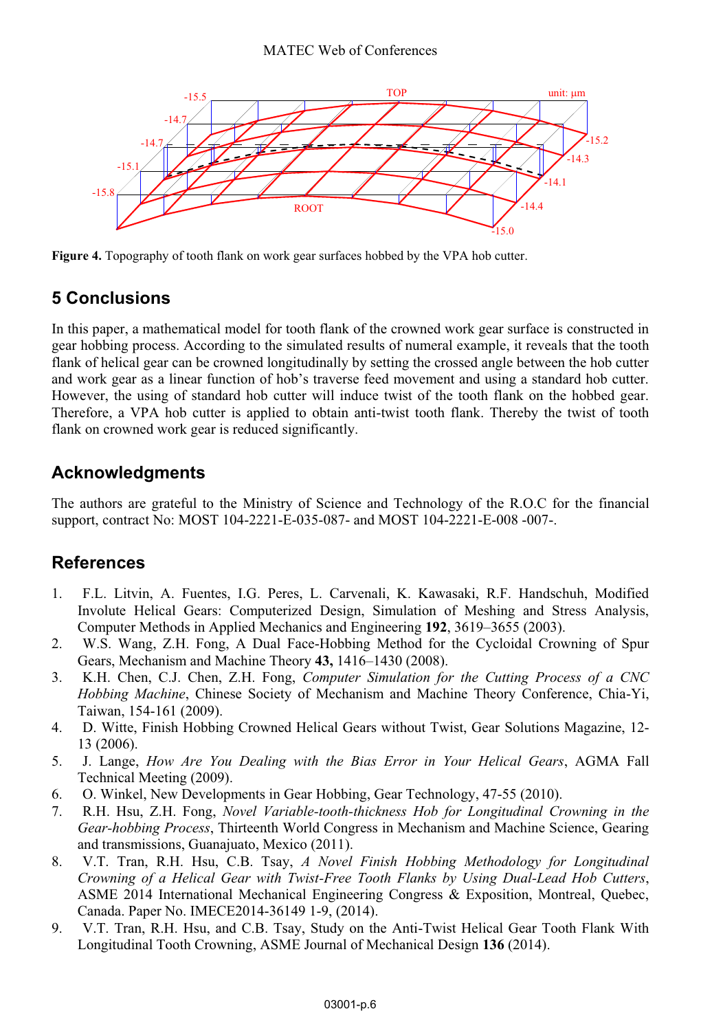Figure 4. Topography of tooth flank on work gear surfaces hobbed by the VPA hob cutter.

## 5 Conclusions

In this paper, a mathematical model for tooth flank of the crowned work gear surface is constructed in gear hobbing process. According to the simulated results of numeral example, it reveals that the tooth flank of helical gear can be crowned longitudinally by setting the crossed angle between the hob cutter and work gear as a linear function of hob's traverse feed movement and using a standard hob cutter. However, the using of standard hob cutter will induce twist of the tooth flank on the hobbed gear. Therefore, a VPA hob cutter is applied to obtain anti-twist tooth flank. Thereby the twist of tooth flank on crowned work gear is reduced significantly.

## Acknowledgments

The authors are grateful to the Ministry of Science and Technology of the R.O.C for the financial support, contract No: MOST 104-2221-E-035-087- and MOST 104-2221-E-008 -007-.

## References

1. F.L. Litvin, A. Fuentes, I.G. Peres, L. Carvenali, K. Kawasaki, R.F. Handschuh, Modified Involute Helical Gears: Computerized Design, Simulation of Meshing and Stress Analysis, Computer Methods in Applied Mechanics and Engineering **192**, 3619–3655 (2003).
2. W.S. Wang, Z.H. Fong, A Dual Face-Hobbing Method for the Cycloidal Crowning of Spur Gears, Mechanism and Machine Theory **43,** 1416–1430 (2008).
3. K.H. Chen, C.J. Chen, Z.H. Fong, *Computer Simulation for the Cutting Process of a CNC Hobbing Machine*, Chinese Society of Mechanism and Machine Theory Conference, Chia-Yi, Taiwan, 154-161 (2009).
4. D. Witte, Finish Hobbing Crowned Helical Gears without Twist, Gear Solutions Magazine, 12-13 (2006).
5. J. Lange, *How Are You Dealing with the Bias Error in Your Helical Gears*, AGMA Fall Technical Meeting (2009).
6. O. Winkel, New Developments in Gear Hobbing, Gear Technology, 47-55 (2010).
7. R.H. Hsu, Z.H. Fong, *Novel Variable-tooth-thickness Hob for Longitudinal Crowning in the Gear-hobbing Process*, Thirteenth World Congress in Mechanism and Machine Science, Gearing and transmissions, Guanajuato, Mexico (2011).
8. V.T. Tran, R.H. Hsu, C.B. Tsay, *A Novel Finish Hobbing Methodology for Longitudinal Crowning of a Helical Gear with Twist-Free Tooth Flanks by Using Dual-Lead Hob Cutters*, ASME 2014 International Mechanical Engineering Congress & Exposition, Montreal, Quebec, Canada. Paper No. IMECE2014-36149 1-9, (2014).
9. V.T. Tran, R.H. Hsu, and C.B. Tsay, Study on the Anti-Twist Helical Gear Tooth Flank With Longitudinal Tooth Crowning, ASME Journal of Mechanical Design **136** (2014).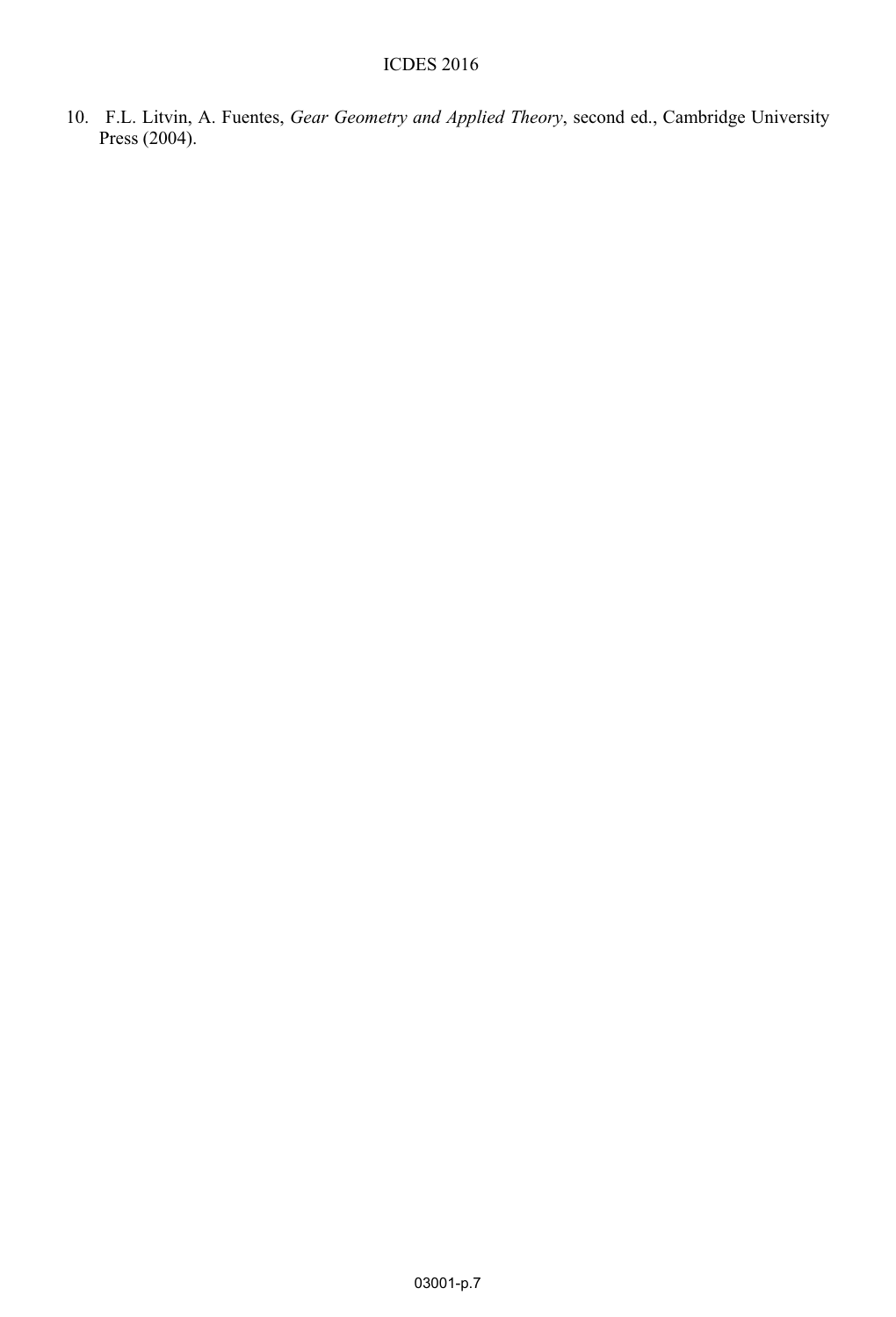10. F.L. Litvin, A. Fuentes, *Gear Geometry and Applied Theory*, second ed., Cambridge University Press (2004).